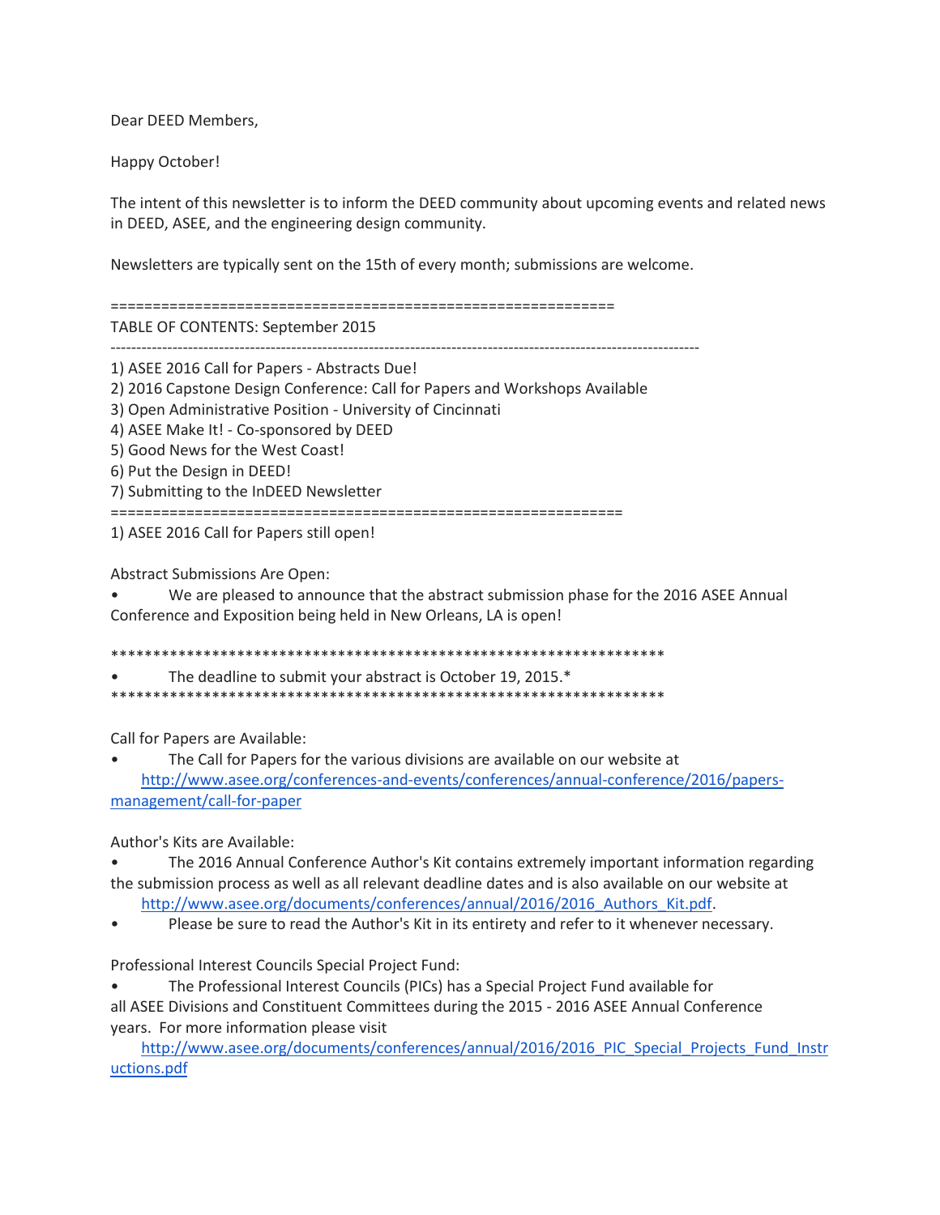Dear DEED Members,

Happy October!

The intent of this newsletter is to inform the DEED community about upcoming events and related news in DEED, ASEE, and the engineering design community.

Newsletters are typically sent on the 15th of every month; submissions are welcome.

============================================================

TABLE OF CONTENTS: September 2015

------------------------------------------------------------------------------------------------------------

1) ASEE 2016 Call for Papers - Abstracts Due!
2) 2016 Capstone Design Conference: Call for Papers and Workshops Available
3) Open Administrative Position - University of Cincinnati
4) ASEE Make It! - Co-sponsored by DEED
5) Good News for the West Coast!
6) Put the Design in DEED!
7) Submitting to the InDEED Newsletter

============================================================

1) ASEE 2016 Call for Papers still open!

Abstract Submissions Are Open:

- We are pleased to announce that the abstract submission phase for the 2016 ASEE Annual Conference and Exposition being held in New Orleans, LA is open!

******************************************************************

- The deadline to submit your abstract is October 19, 2015.*

******************************************************************

Call for Papers are Available:

- The Call for Papers for the various divisions are available on our website at http://www.asee.org/conferences-and-events/conferences/annual-conference/2016/papers-management/call-for-paper

Author's Kits are Available:

- The 2016 Annual Conference Author's Kit contains extremely important information regarding the submission process as well as all relevant deadline dates and is also available on our website at http://www.asee.org/documents/conferences/annual/2016/2016_Authors_Kit.pdf.
- Please be sure to read the Author's Kit in its entirety and refer to it whenever necessary.

Professional Interest Councils Special Project Fund:

- The Professional Interest Councils (PICs) has a Special Project Fund available for all ASEE Divisions and Constituent Committees during the 2015 - 2016 ASEE Annual Conference years. For more information please visit http://www.asee.org/documents/conferences/annual/2016/2016_PIC_Special_Projects_Fund_Instructions.pdf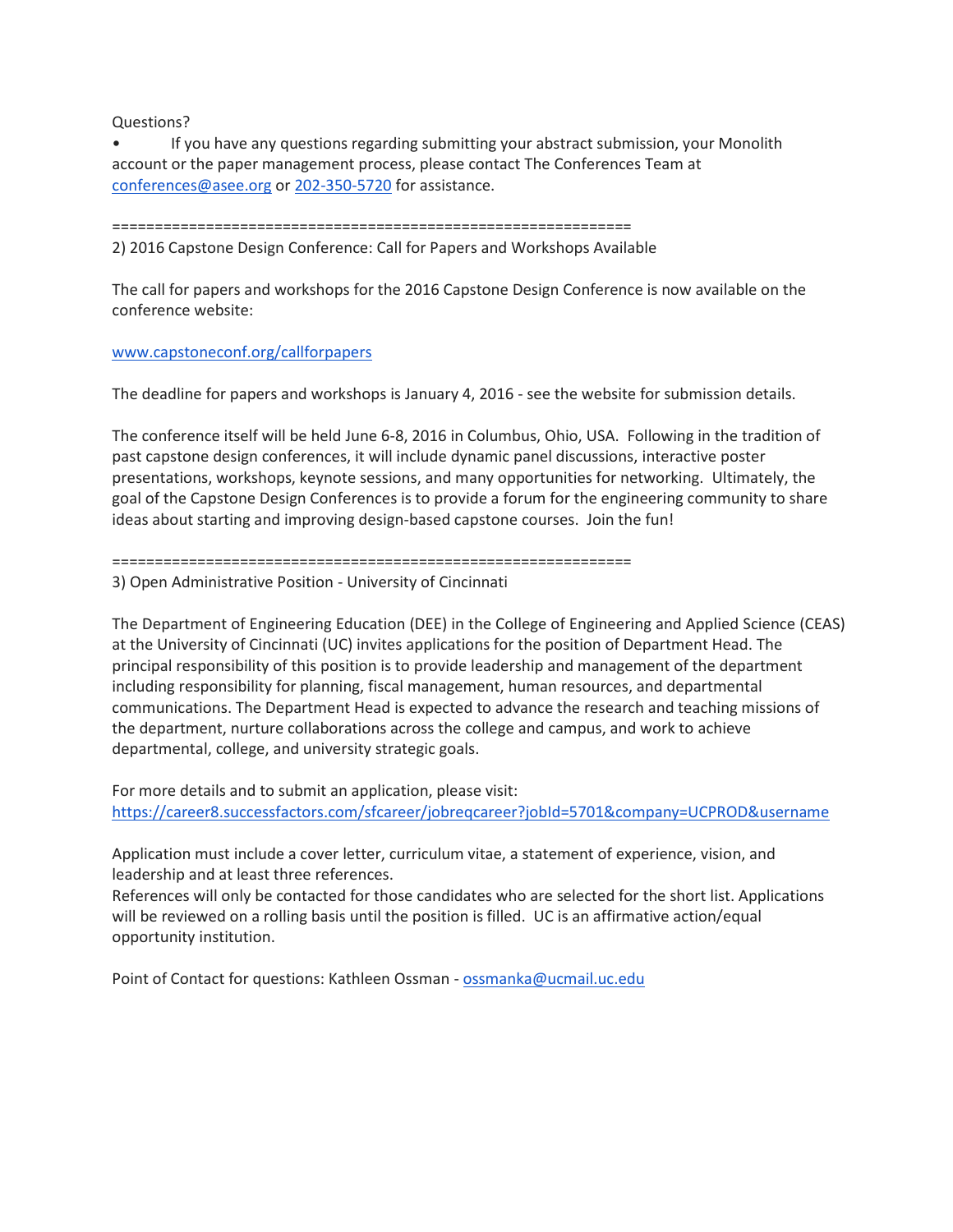Questions?

- If you have any questions regarding submitting your abstract submission, your Monolith account or the paper management process, please contact The Conferences Team at conferences@asee.org or 202-350-5720 for assistance.

==============================================================

2) 2016 Capstone Design Conference: Call for Papers and Workshops Available

The call for papers and workshops for the 2016 Capstone Design Conference is now available on the conference website:

www.capstoneconf.org/callforpapers

The deadline for papers and workshops is January 4, 2016 - see the website for submission details.

The conference itself will be held June 6-8, 2016 in Columbus, Ohio, USA. Following in the tradition of past capstone design conferences, it will include dynamic panel discussions, interactive poster presentations, workshops, keynote sessions, and many opportunities for networking. Ultimately, the goal of the Capstone Design Conferences is to provide a forum for the engineering community to share ideas about starting and improving design-based capstone courses. Join the fun!

==============================================================

3) Open Administrative Position - University of Cincinnati

The Department of Engineering Education (DEE) in the College of Engineering and Applied Science (CEAS) at the University of Cincinnati (UC) invites applications for the position of Department Head. The principal responsibility of this position is to provide leadership and management of the department including responsibility for planning, fiscal management, human resources, and departmental communications. The Department Head is expected to advance the research and teaching missions of the department, nurture collaborations across the college and campus, and work to achieve departmental, college, and university strategic goals.

For more details and to submit an application, please visit:
https://career8.successfactors.com/sfcareer/jobreqcareer?jobId=5701&company=UCPROD&username

Application must include a cover letter, curriculum vitae, a statement of experience, vision, and leadership and at least three references.
References will only be contacted for those candidates who are selected for the short list. Applications will be reviewed on a rolling basis until the position is filled. UC is an affirmative action/equal opportunity institution.

Point of Contact for questions: Kathleen Ossman - ossmanka@ucmail.uc.edu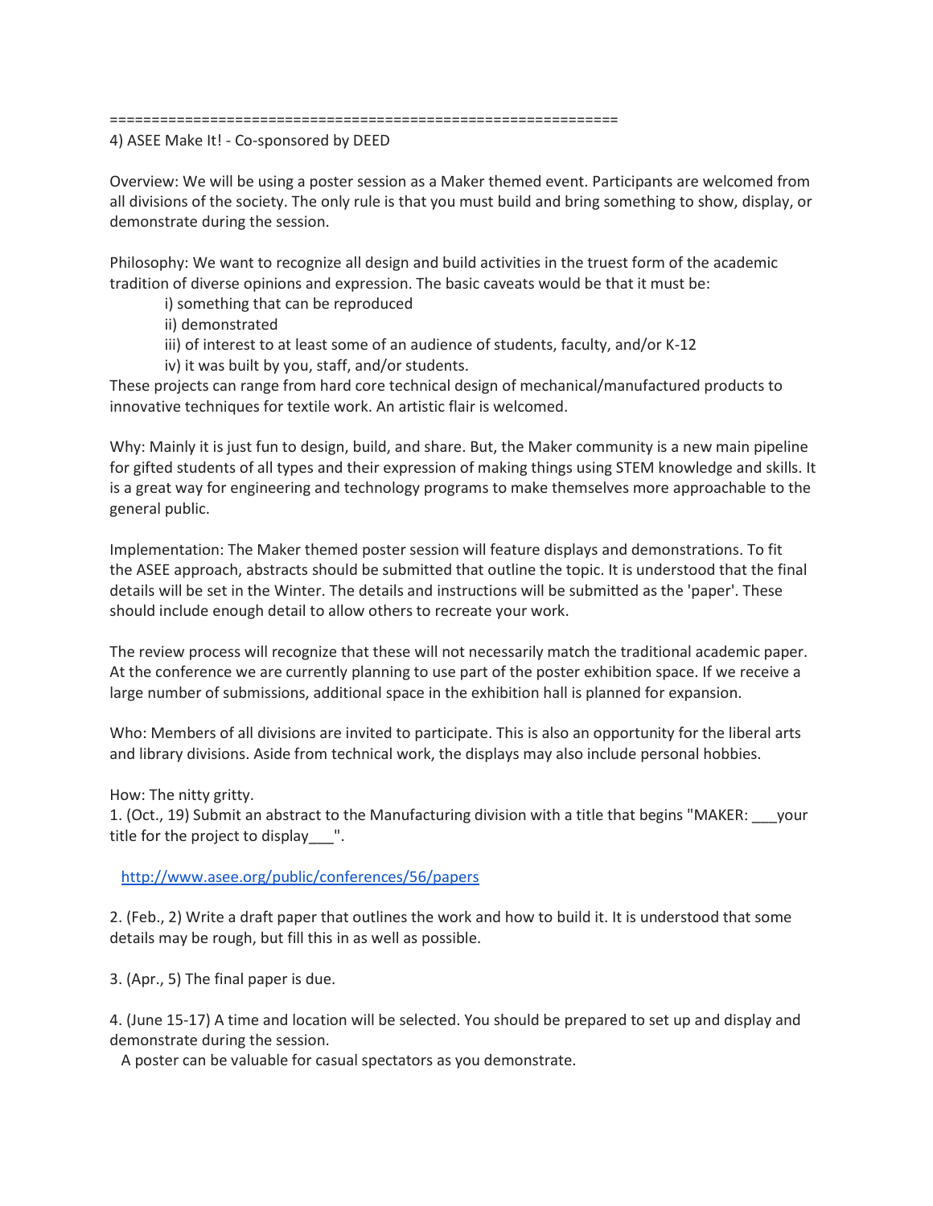==============================================================

4) ASEE Make It! - Co-sponsored by DEED

Overview: We will be using a poster session as a Maker themed event. Participants are welcomed from all divisions of the society. The only rule is that you must build and bring something to show, display, or demonstrate during the session.

Philosophy: We want to recognize all design and build activities in the truest form of the academic tradition of diverse opinions and expression. The basic caveats would be that it must be:

- i) something that can be reproduced
- ii) demonstrated
- iii) of interest to at least some of an audience of students, faculty, and/or K-12
- iv) it was built by you, staff, and/or students.

These projects can range from hard core technical design of mechanical/manufactured products to innovative techniques for textile work. An artistic flair is welcomed.

Why: Mainly it is just fun to design, build, and share. But, the Maker community is a new main pipeline for gifted students of all types and their expression of making things using STEM knowledge and skills. It is a great way for engineering and technology programs to make themselves more approachable to the general public.

Implementation: The Maker themed poster session will feature displays and demonstrations. To fit the ASEE approach, abstracts should be submitted that outline the topic. It is understood that the final details will be set in the Winter. The details and instructions will be submitted as the 'paper'. These should include enough detail to allow others to recreate your work.

The review process will recognize that these will not necessarily match the traditional academic paper. At the conference we are currently planning to use part of the poster exhibition space. If we receive a large number of submissions, additional space in the exhibition hall is planned for expansion.

Who: Members of all divisions are invited to participate. This is also an opportunity for the liberal arts and library divisions. Aside from technical work, the displays may also include personal hobbies.

How: The nitty gritty.

1. (Oct., 19) Submit an abstract to the Manufacturing division with a title that begins "MAKER: ___your title for the project to display___".

   http://www.asee.org/public/conferences/56/papers

2. (Feb., 2) Write a draft paper that outlines the work and how to build it. It is understood that some details may be rough, but fill this in as well as possible.

3. (Apr., 5) The final paper is due.

4. (June 15-17) A time and location will be selected. You should be prepared to set up and display and demonstrate during the session.
   A poster can be valuable for casual spectators as you demonstrate.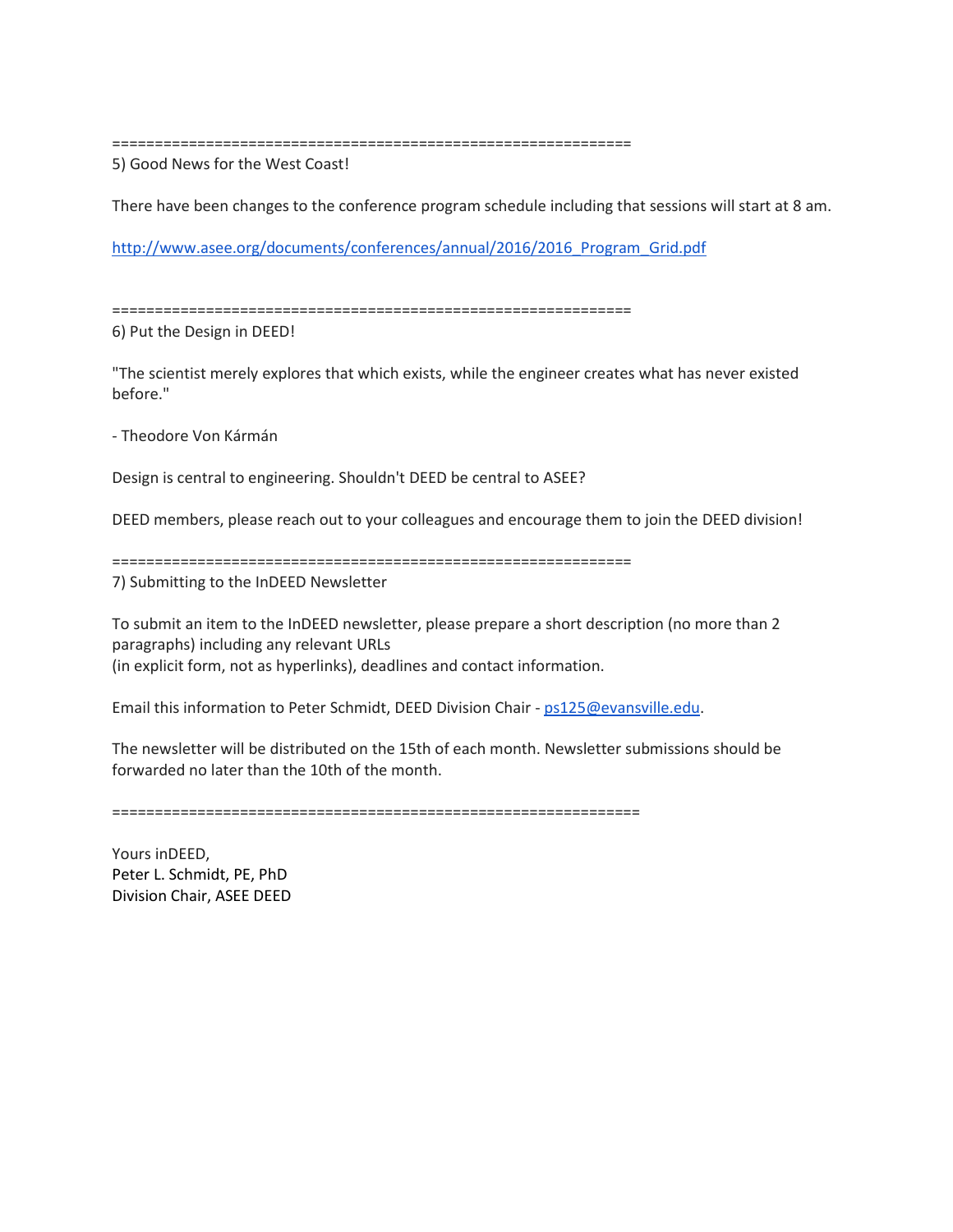==============================================================

5) Good News for the West Coast!

There have been changes to the conference program schedule including that sessions will start at 8 am.

http://www.asee.org/documents/conferences/annual/2016/2016_Program_Grid.pdf

==============================================================

6) Put the Design in DEED!

"The scientist merely explores that which exists, while the engineer creates what has never existed before."

- Theodore Von Kármán

Design is central to engineering. Shouldn't DEED be central to ASEE?

DEED members, please reach out to your colleagues and encourage them to join the DEED division!

==============================================================

7) Submitting to the InDEED Newsletter

To submit an item to the InDEED newsletter, please prepare a short description (no more than 2 paragraphs) including any relevant URLs
(in explicit form, not as hyperlinks), deadlines and contact information.

Email this information to Peter Schmidt, DEED Division Chair - ps125@evansville.edu.

The newsletter will be distributed on the 15th of each month. Newsletter submissions should be forwarded no later than the 10th of the month.

==============================================================

Yours inDEED,
Peter L. Schmidt, PE, PhD
Division Chair, ASEE DEED